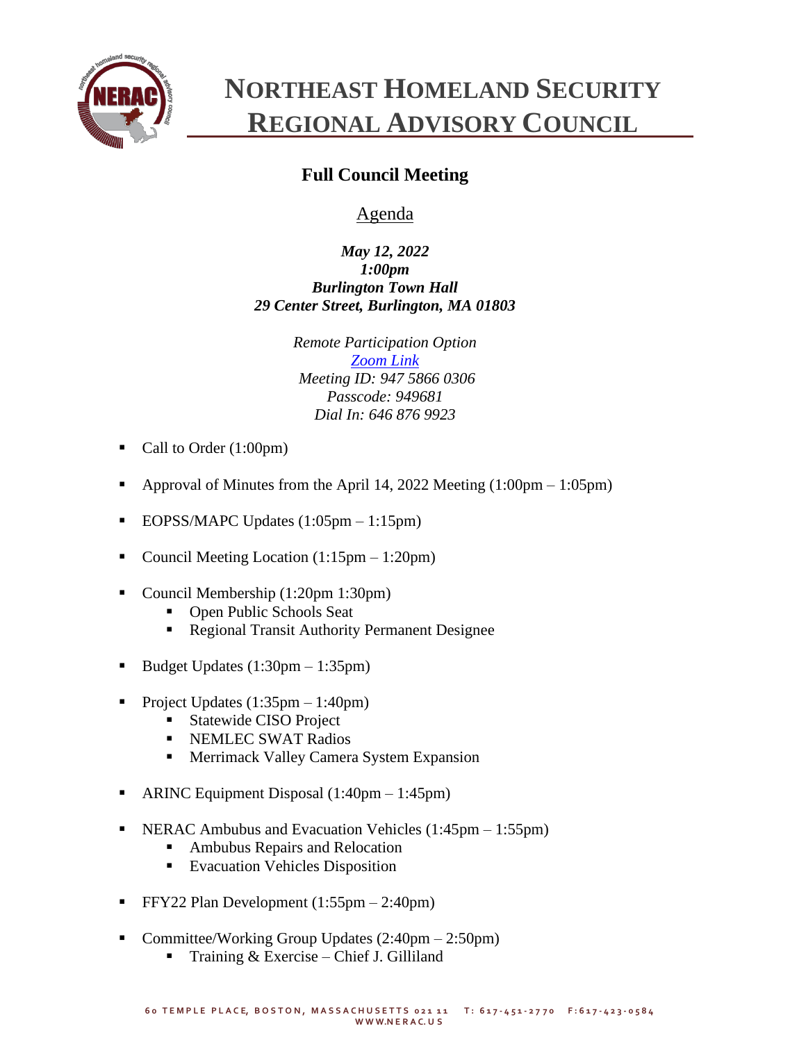# NORTHEAST HOMELAND SECURITY REGIONAL ADVISORY COUNCIL

## Full Council Meeting

Agenda

***May 12, 2022***
***1:00pm***
***Burlington Town Hall***
***29 Center Street, Burlington, MA 01803***

*Remote Participation Option*
*Zoom Link*
*Meeting ID: 947 5866 0306*
*Passcode: 949681*
*Dial In: 646 876 9923*

- Call to Order (1:00pm)
- Approval of Minutes from the April 14, 2022 Meeting (1:00pm – 1:05pm)
- EOPSS/MAPC Updates (1:05pm – 1:15pm)
- Council Meeting Location (1:15pm – 1:20pm)
- Council Membership (1:20pm 1:30pm)
  - Open Public Schools Seat
  - Regional Transit Authority Permanent Designee
- Budget Updates (1:30pm – 1:35pm)
- Project Updates (1:35pm – 1:40pm)
  - Statewide CISO Project
  - NEMLEC SWAT Radios
  - Merrimack Valley Camera System Expansion
- ARINC Equipment Disposal (1:40pm – 1:45pm)
- NERAC Ambubus and Evacuation Vehicles (1:45pm – 1:55pm)
  - Ambubus Repairs and Relocation
  - Evacuation Vehicles Disposition
- FFY22 Plan Development (1:55pm – 2:40pm)
- Committee/Working Group Updates (2:40pm – 2:50pm)
  - Training & Exercise – Chief J. Gilliland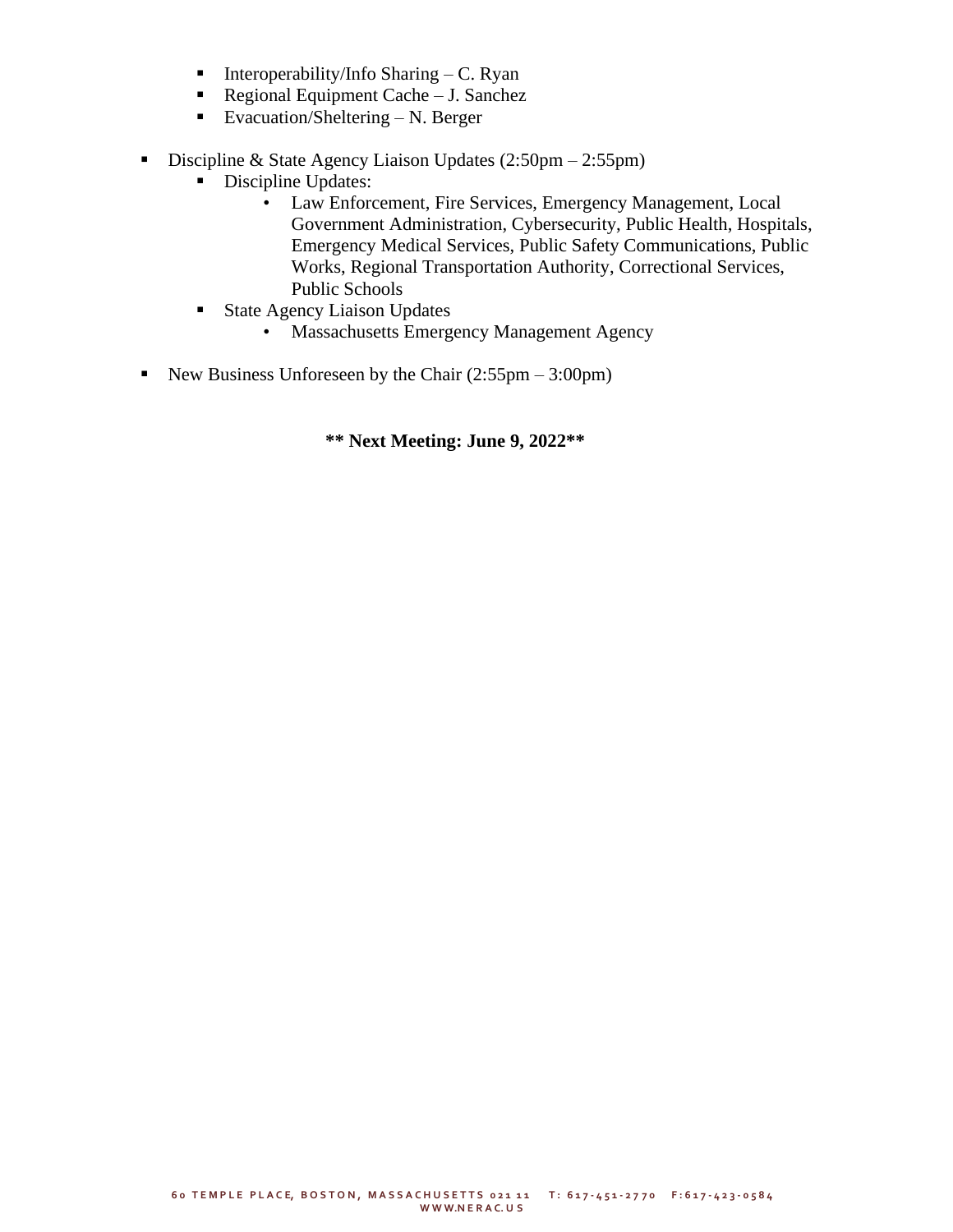- Interoperability/Info Sharing – C. Ryan
    - Regional Equipment Cache – J. Sanchez
    - Evacuation/Sheltering – N. Berger

- Discipline & State Agency Liaison Updates (2:50pm – 2:55pm)
  - Discipline Updates:
    - Law Enforcement, Fire Services, Emergency Management, Local Government Administration, Cybersecurity, Public Health, Hospitals, Emergency Medical Services, Public Safety Communications, Public Works, Regional Transportation Authority, Correctional Services, Public Schools
  - State Agency Liaison Updates
    - Massachusetts Emergency Management Agency

- New Business Unforeseen by the Chair (2:55pm – 3:00pm)

**** Next Meeting: June 9, 2022****